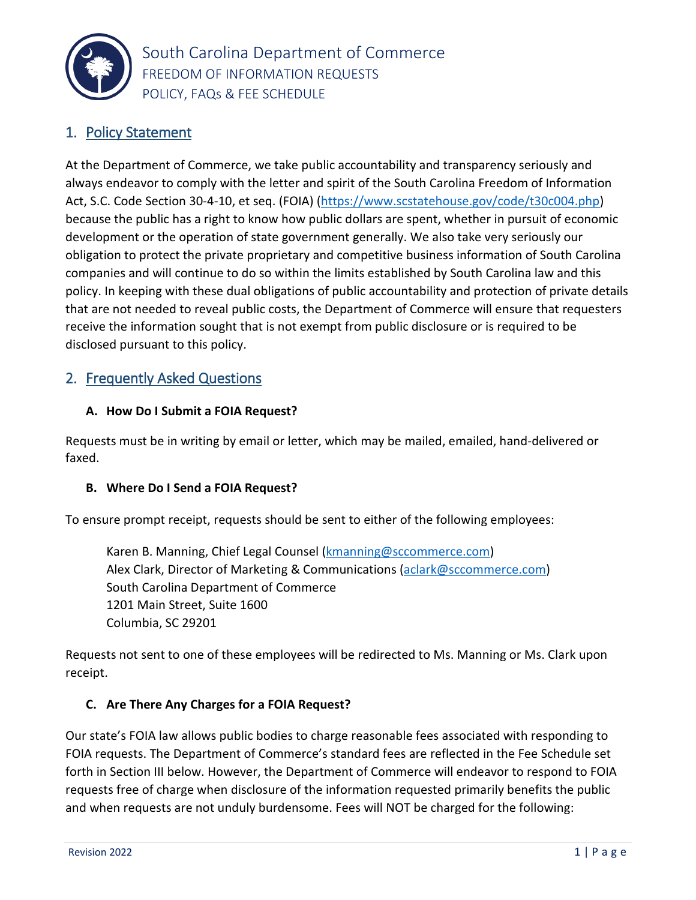# South Carolina Department of Commerce

FREEDOM OF INFORMATION REQUESTS

POLICY, FAQs & FEE SCHEDULE

## 1. Policy Statement

At the Department of Commerce, we take public accountability and transparency seriously and always endeavor to comply with the letter and spirit of the South Carolina Freedom of Information Act, S.C. Code Section 30-4-10, et seq. (FOIA) (https://www.scstatehouse.gov/code/t30c004.php) because the public has a right to know how public dollars are spent, whether in pursuit of economic development or the operation of state government generally. We also take very seriously our obligation to protect the private proprietary and competitive business information of South Carolina companies and will continue to do so within the limits established by South Carolina law and this policy. In keeping with these dual obligations of public accountability and protection of private details that are not needed to reveal public costs, the Department of Commerce will ensure that requesters receive the information sought that is not exempt from public disclosure or is required to be disclosed pursuant to this policy.

## 2. Frequently Asked Questions

### A. How Do I Submit a FOIA Request?

Requests must be in writing by email or letter, which may be mailed, emailed, hand-delivered or faxed.

### B. Where Do I Send a FOIA Request?

To ensure prompt receipt, requests should be sent to either of the following employees:

Karen B. Manning, Chief Legal Counsel (kmanning@sccommerce.com)
Alex Clark, Director of Marketing & Communications (aclark@sccommerce.com)
South Carolina Department of Commerce
1201 Main Street, Suite 1600
Columbia, SC 29201

Requests not sent to one of these employees will be redirected to Ms. Manning or Ms. Clark upon receipt.

### C. Are There Any Charges for a FOIA Request?

Our state's FOIA law allows public bodies to charge reasonable fees associated with responding to FOIA requests. The Department of Commerce's standard fees are reflected in the Fee Schedule set forth in Section III below. However, the Department of Commerce will endeavor to respond to FOIA requests free of charge when disclosure of the information requested primarily benefits the public and when requests are not unduly burdensome. Fees will NOT be charged for the following: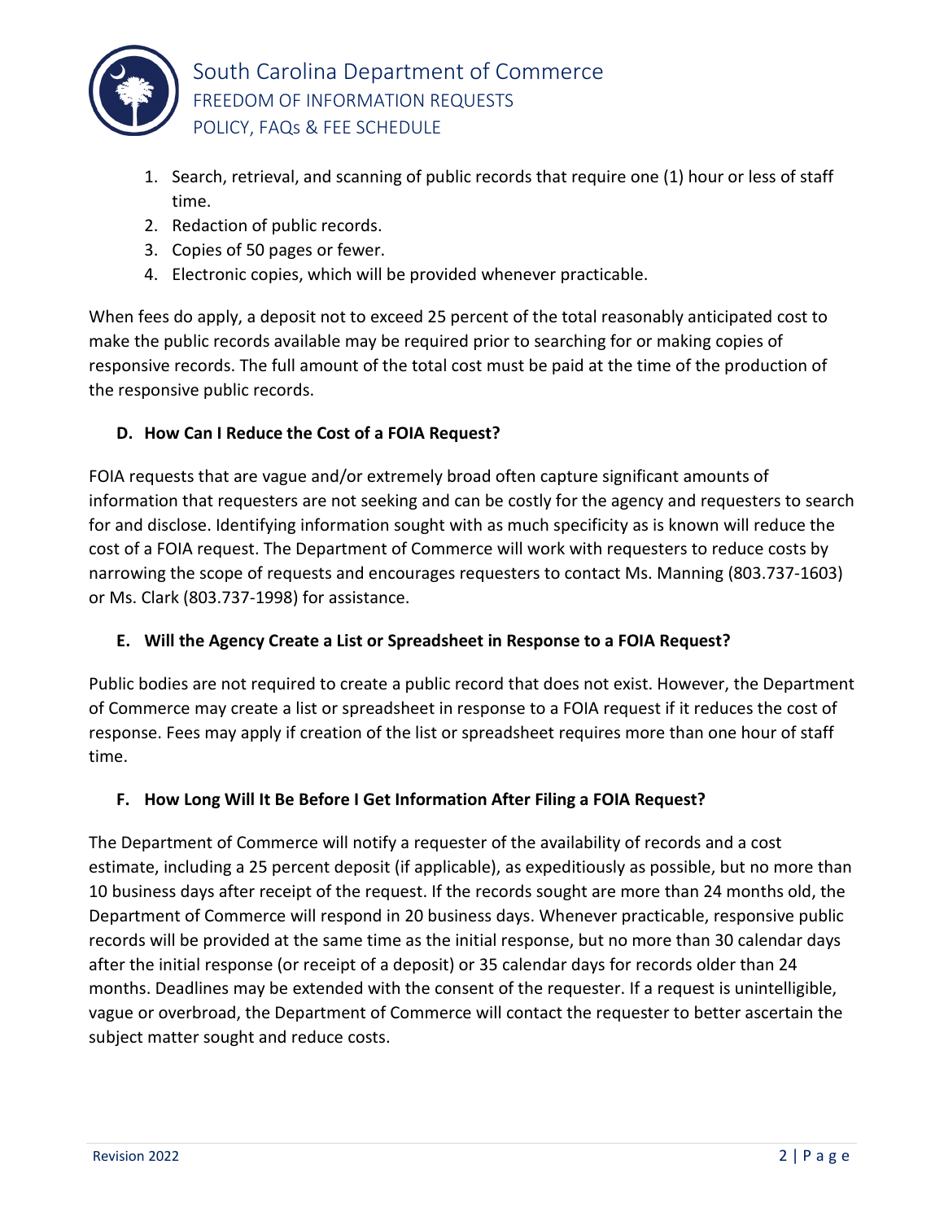1. Search, retrieval, and scanning of public records that require one (1) hour or less of staff time.
2. Redaction of public records.
3. Copies of 50 pages or fewer.
4. Electronic copies, which will be provided whenever practicable.

When fees do apply, a deposit not to exceed 25 percent of the total reasonably anticipated cost to make the public records available may be required prior to searching for or making copies of responsive records. The full amount of the total cost must be paid at the time of the production of the responsive public records.

### D. How Can I Reduce the Cost of a FOIA Request?

FOIA requests that are vague and/or extremely broad often capture significant amounts of information that requesters are not seeking and can be costly for the agency and requesters to search for and disclose. Identifying information sought with as much specificity as is known will reduce the cost of a FOIA request. The Department of Commerce will work with requesters to reduce costs by narrowing the scope of requests and encourages requesters to contact Ms. Manning (803.737-1603) or Ms. Clark (803.737-1998) for assistance.

### E. Will the Agency Create a List or Spreadsheet in Response to a FOIA Request?

Public bodies are not required to create a public record that does not exist. However, the Department of Commerce may create a list or spreadsheet in response to a FOIA request if it reduces the cost of response. Fees may apply if creation of the list or spreadsheet requires more than one hour of staff time.

### F. How Long Will It Be Before I Get Information After Filing a FOIA Request?

The Department of Commerce will notify a requester of the availability of records and a cost estimate, including a 25 percent deposit (if applicable), as expeditiously as possible, but no more than 10 business days after receipt of the request. If the records sought are more than 24 months old, the Department of Commerce will respond in 20 business days. Whenever practicable, responsive public records will be provided at the same time as the initial response, but no more than 30 calendar days after the initial response (or receipt of a deposit) or 35 calendar days for records older than 24 months. Deadlines may be extended with the consent of the requester. If a request is unintelligible, vague or overbroad, the Department of Commerce will contact the requester to better ascertain the subject matter sought and reduce costs.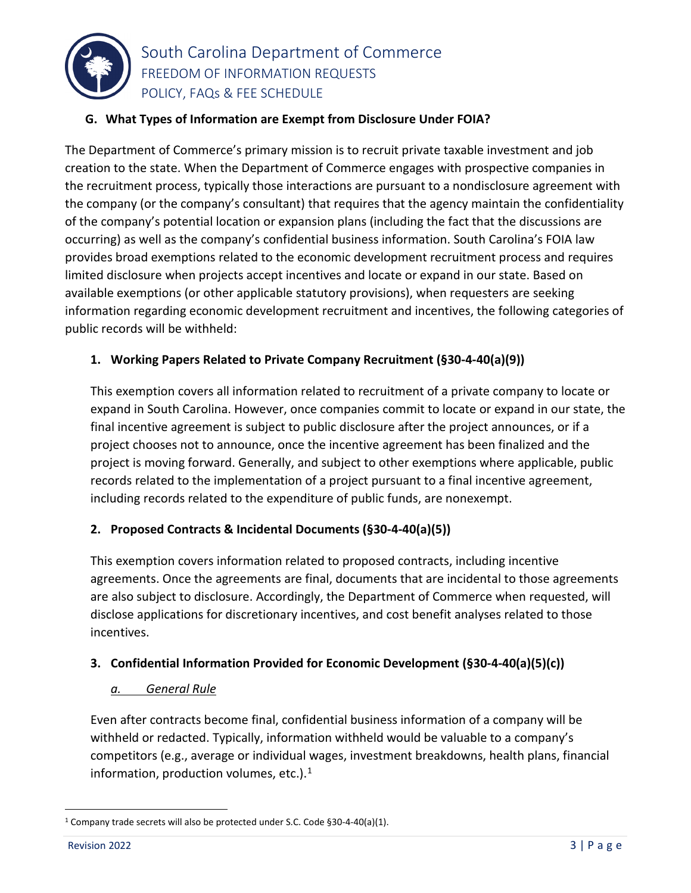### G. What Types of Information are Exempt from Disclosure Under FOIA?

The Department of Commerce's primary mission is to recruit private taxable investment and job creation to the state. When the Department of Commerce engages with prospective companies in the recruitment process, typically those interactions are pursuant to a nondisclosure agreement with the company (or the company's consultant) that requires that the agency maintain the confidentiality of the company's potential location or expansion plans (including the fact that the discussions are occurring) as well as the company's confidential business information. South Carolina's FOIA law provides broad exemptions related to the economic development recruitment process and requires limited disclosure when projects accept incentives and locate or expand in our state. Based on available exemptions (or other applicable statutory provisions), when requesters are seeking information regarding economic development recruitment and incentives, the following categories of public records will be withheld:

#### 1. Working Papers Related to Private Company Recruitment (§30-4-40(a)(9))

This exemption covers all information related to recruitment of a private company to locate or expand in South Carolina. However, once companies commit to locate or expand in our state, the final incentive agreement is subject to public disclosure after the project announces, or if a project chooses not to announce, once the incentive agreement has been finalized and the project is moving forward. Generally, and subject to other exemptions where applicable, public records related to the implementation of a project pursuant to a final incentive agreement, including records related to the expenditure of public funds, are nonexempt.

#### 2. Proposed Contracts & Incidental Documents (§30-4-40(a)(5))

This exemption covers information related to proposed contracts, including incentive agreements. Once the agreements are final, documents that are incidental to those agreements are also subject to disclosure. Accordingly, the Department of Commerce when requested, will disclose applications for discretionary incentives, and cost benefit analyses related to those incentives.

#### 3. Confidential Information Provided for Economic Development (§30-4-40(a)(5)(c))

*a. General Rule*

Even after contracts become final, confidential business information of a company will be withheld or redacted. Typically, information withheld would be valuable to a company's competitors (e.g., average or individual wages, investment breakdowns, health plans, financial information, production volumes, etc.).[1]

---

[1] Company trade secrets will also be protected under S.C. Code §30-4-40(a)(1).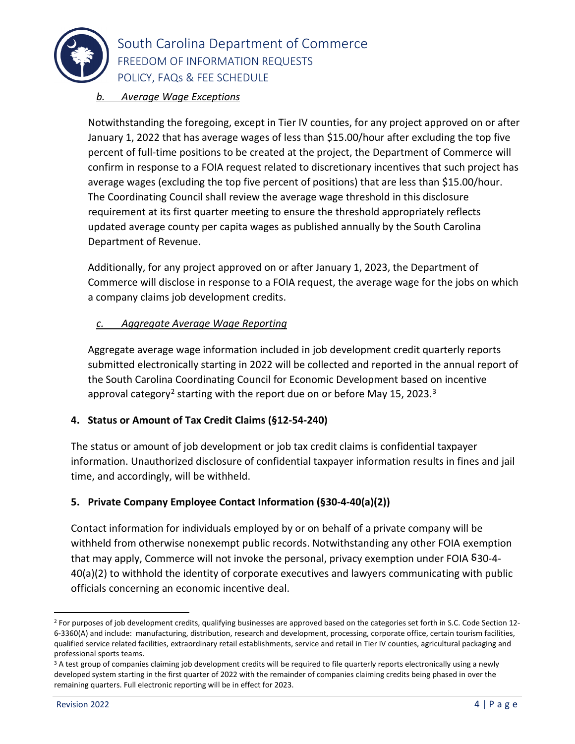*b. Average Wage Exceptions*

Notwithstanding the foregoing, except in Tier IV counties, for any project approved on or after January 1, 2022 that has average wages of less than $15.00/hour after excluding the top five percent of full-time positions to be created at the project, the Department of Commerce will confirm in response to a FOIA request related to discretionary incentives that such project has average wages (excluding the top five percent of positions) that are less than $15.00/hour. The Coordinating Council shall review the average wage threshold in this disclosure requirement at its first quarter meeting to ensure the threshold appropriately reflects updated average county per capita wages as published annually by the South Carolina Department of Revenue.

Additionally, for any project approved on or after January 1, 2023, the Department of Commerce will disclose in response to a FOIA request, the average wage for the jobs on which a company claims job development credits.

*c. Aggregate Average Wage Reporting*

Aggregate average wage information included in job development credit quarterly reports submitted electronically starting in 2022 will be collected and reported in the annual report of the South Carolina Coordinating Council for Economic Development based on incentive approval category[2] starting with the report due on or before May 15, 2023.[3]

**4. Status or Amount of Tax Credit Claims (§12-54-240)**

The status or amount of job development or job tax credit claims is confidential taxpayer information. Unauthorized disclosure of confidential taxpayer information results in fines and jail time, and accordingly, will be withheld.

**5. Private Company Employee Contact Information (§30-4-40(a)(2))**

Contact information for individuals employed by or on behalf of a private company will be withheld from otherwise nonexempt public records. Notwithstanding any other FOIA exemption that may apply, Commerce will not invoke the personal, privacy exemption under FOIA §30-4-40(a)(2) to withhold the identity of corporate executives and lawyers communicating with public officials concerning an economic incentive deal.

---

[2] For purposes of job development credits, qualifying businesses are approved based on the categories set forth in S.C. Code Section 12-6-3360(A) and include: manufacturing, distribution, research and development, processing, corporate office, certain tourism facilities, qualified service related facilities, extraordinary retail establishments, service and retail in Tier IV counties, agricultural packaging and professional sports teams.

[3] A test group of companies claiming job development credits will be required to file quarterly reports electronically using a newly developed system starting in the first quarter of 2022 with the remainder of companies claiming credits being phased in over the remaining quarters. Full electronic reporting will be in effect for 2023.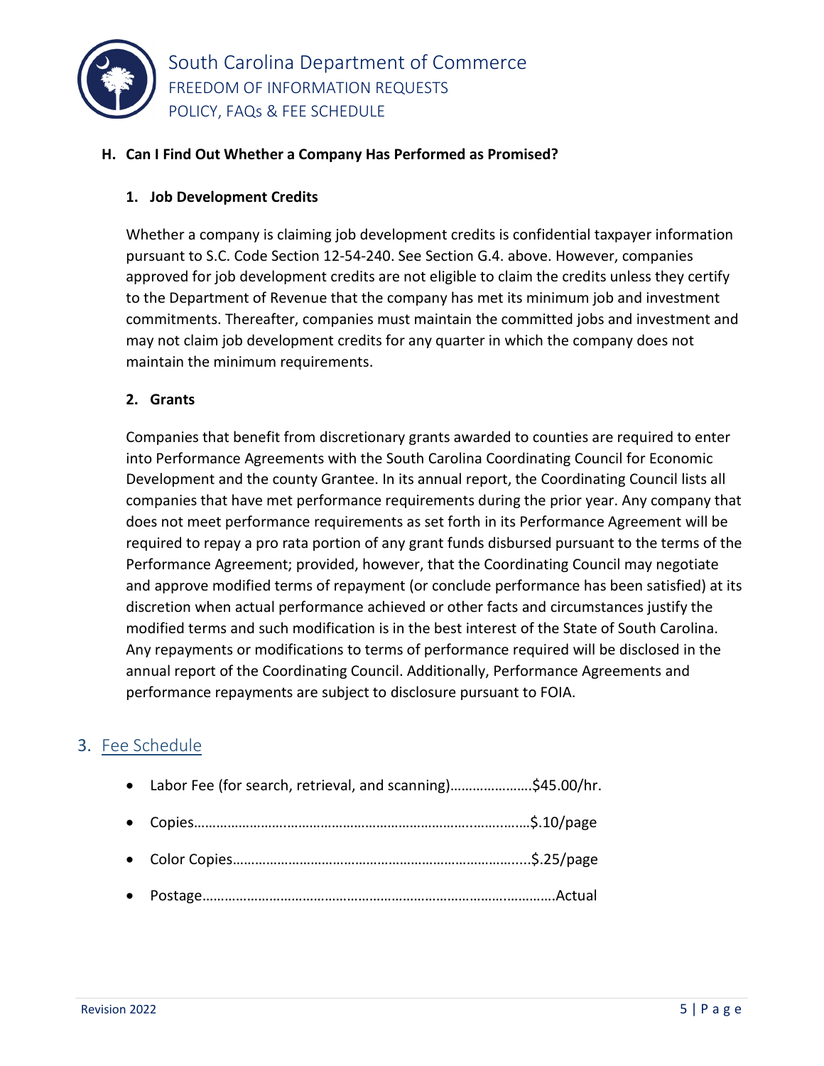### H. Can I Find Out Whether a Company Has Performed as Promised?

#### 1. Job Development Credits

Whether a company is claiming job development credits is confidential taxpayer information pursuant to S.C. Code Section 12-54-240. See Section G.4. above. However, companies approved for job development credits are not eligible to claim the credits unless they certify to the Department of Revenue that the company has met its minimum job and investment commitments. Thereafter, companies must maintain the committed jobs and investment and may not claim job development credits for any quarter in which the company does not maintain the minimum requirements.

#### 2. Grants

Companies that benefit from discretionary grants awarded to counties are required to enter into Performance Agreements with the South Carolina Coordinating Council for Economic Development and the county Grantee. In its annual report, the Coordinating Council lists all companies that have met performance requirements during the prior year. Any company that does not meet performance requirements as set forth in its Performance Agreement will be required to repay a pro rata portion of any grant funds disbursed pursuant to the terms of the Performance Agreement; provided, however, that the Coordinating Council may negotiate and approve modified terms of repayment (or conclude performance has been satisfied) at its discretion when actual performance achieved or other facts and circumstances justify the modified terms and such modification is in the best interest of the State of South Carolina. Any repayments or modifications to terms of performance required will be disclosed in the annual report of the Coordinating Council. Additionally, Performance Agreements and performance repayments are subject to disclosure pursuant to FOIA.

## 3. Fee Schedule

- Labor Fee (for search, retrieval, and scanning)…………………$45.00/hr.
- Copies……………………………………………………………………$.10/page
- Color Copies……………………………………………………………$.25/page
- Postage……………………………………………………………………Actual